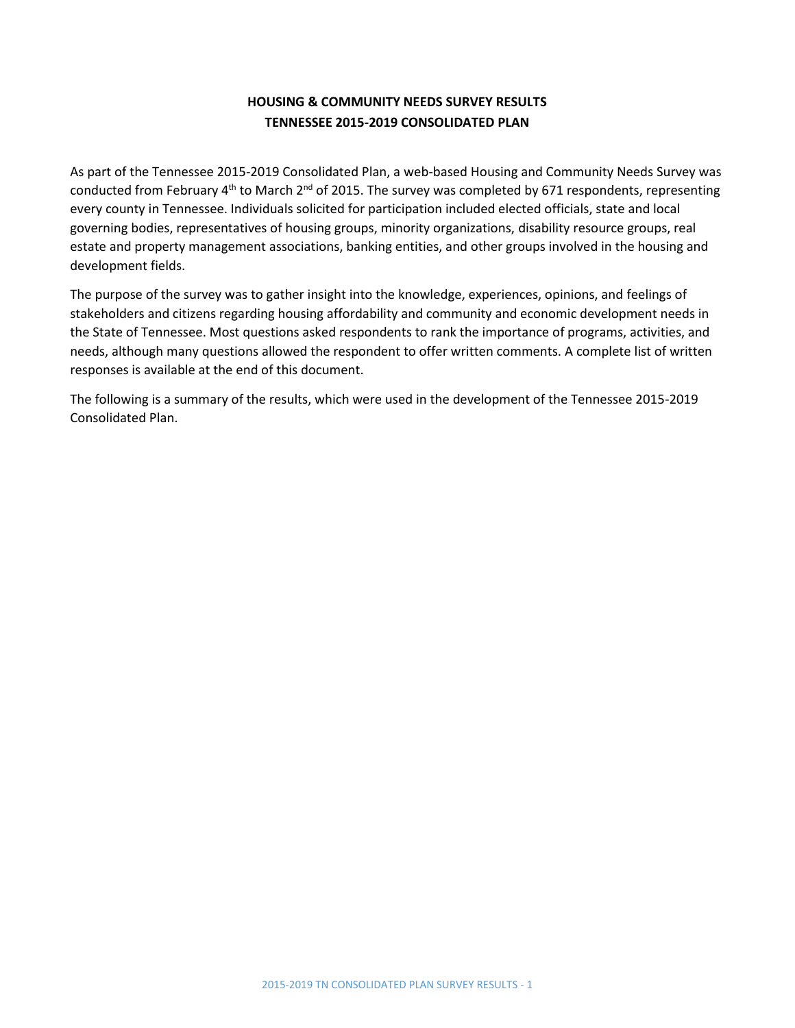# HOUSING & COMMUNITY NEEDS SURVEY RESULTS
# TENNESSEE 2015-2019 CONSOLIDATED PLAN

As part of the Tennessee 2015-2019 Consolidated Plan, a web-based Housing and Community Needs Survey was conducted from February 4th to March 2nd of 2015. The survey was completed by 671 respondents, representing every county in Tennessee. Individuals solicited for participation included elected officials, state and local governing bodies, representatives of housing groups, minority organizations, disability resource groups, real estate and property management associations, banking entities, and other groups involved in the housing and development fields.

The purpose of the survey was to gather insight into the knowledge, experiences, opinions, and feelings of stakeholders and citizens regarding housing affordability and community and economic development needs in the State of Tennessee. Most questions asked respondents to rank the importance of programs, activities, and needs, although many questions allowed the respondent to offer written comments. A complete list of written responses is available at the end of this document.

The following is a summary of the results, which were used in the development of the Tennessee 2015-2019 Consolidated Plan.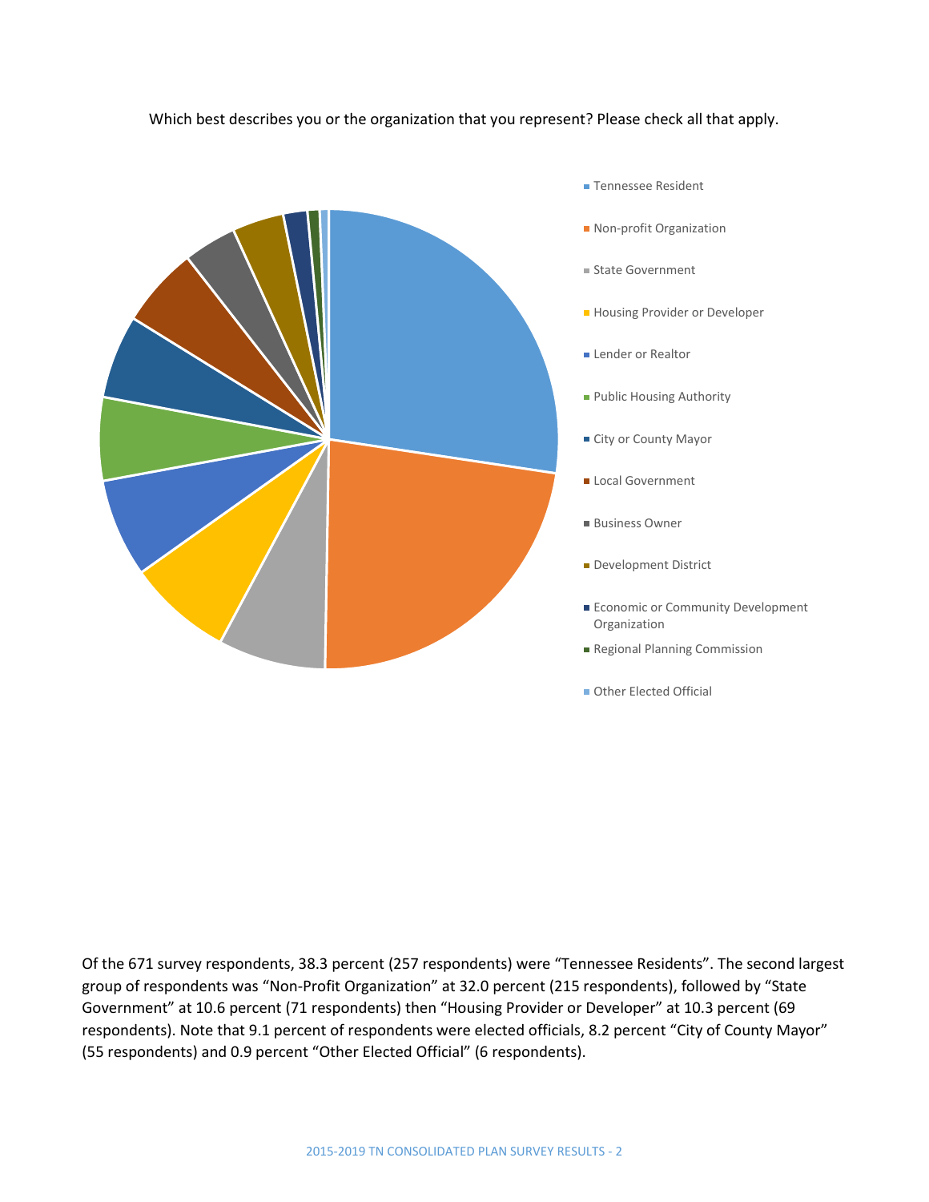Which best describes you or the organization that you represent? Please check all that apply.

- Tennessee Resident
- Non-profit Organization
- State Government
- Housing Provider or Developer
- Lender or Realtor
- Public Housing Authority
- City or County Mayor
- Local Government
- Business Owner
- Development District
- Economic or Community Development Organization
- Regional Planning Commission
- Other Elected Official

Of the 671 survey respondents, 38.3 percent (257 respondents) were “Tennessee Residents”. The second largest group of respondents was “Non-Profit Organization” at 32.0 percent (215 respondents), followed by “State Government” at 10.6 percent (71 respondents) then “Housing Provider or Developer” at 10.3 percent (69 respondents). Note that 9.1 percent of respondents were elected officials, 8.2 percent “City of County Mayor” (55 respondents) and 0.9 percent “Other Elected Official” (6 respondents).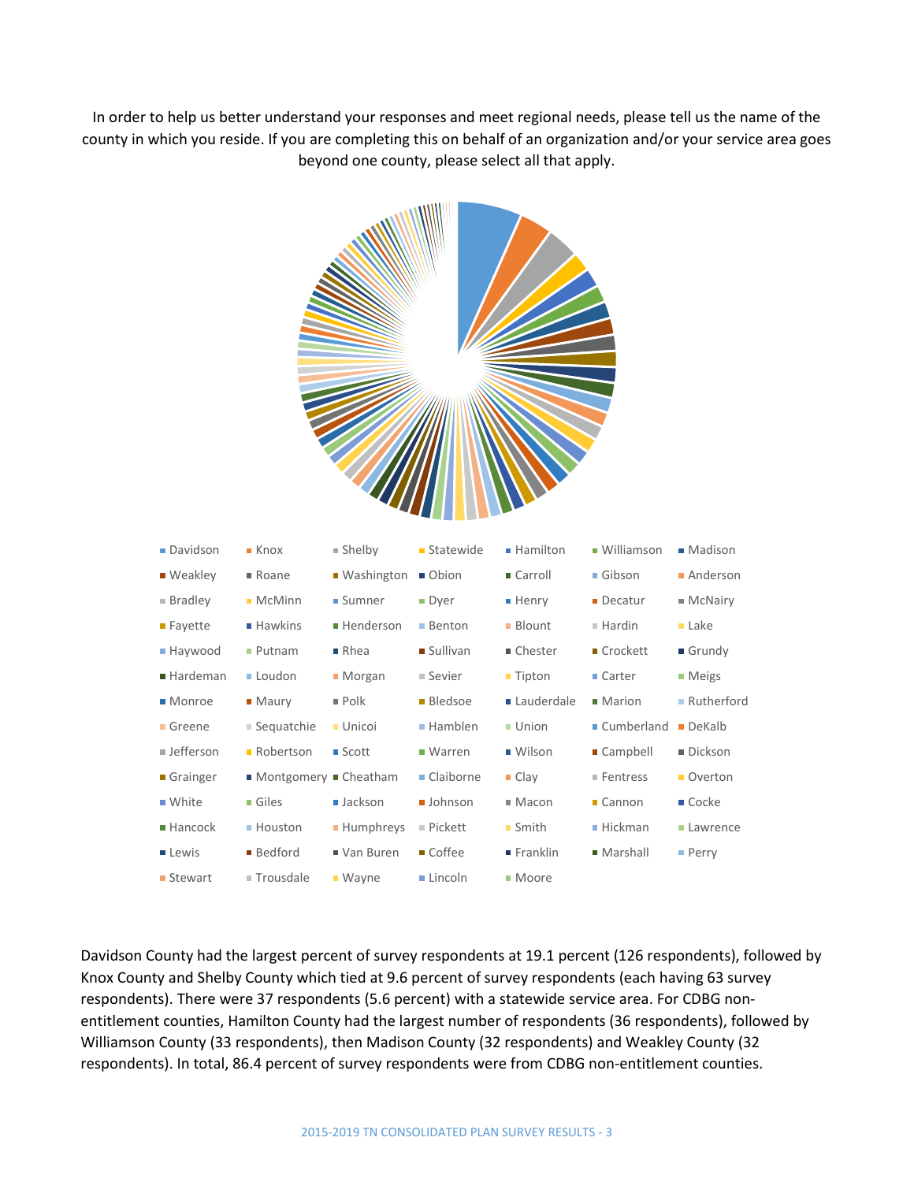In order to help us better understand your responses and meet regional needs, please tell us the name of the county in which you reside. If you are completing this on behalf of an organization and/or your service area goes beyond one county, please select all that apply.

Davidson, Knox, Shelby, Statewide, Hamilton, Williamson, Madison, Weakley, Roane, Washington, Obion, Carroll, Gibson, Anderson, Bradley, McMinn, Sumner, Dyer, Henry, Decatur, McNairy, Fayette, Hawkins, Henderson, Benton, Blount, Hardin, Lake, Haywood, Putnam, Rhea, Sullivan, Chester, Crockett, Grundy, Hardeman, Loudon, Morgan, Sevier, Tipton, Carter, Meigs, Monroe, Maury, Polk, Bledsoe, Lauderdale, Marion, Rutherford, Greene, Sequatchie, Unicoi, Hamblen, Union, Cumberland, DeKalb, Jefferson, Robertson, Scott, Warren, Wilson, Campbell, Dickson, Grainger, Montgomery, Cheatham, Claiborne, Clay, Fentress, Overton, White, Giles, Jackson, Johnson, Macon, Cannon, Cocke, Hancock, Houston, Humphreys, Pickett, Smith, Hickman, Lawrence, Lewis, Bedford, Van Buren, Coffee, Franklin, Marshall, Perry, Stewart, Trousdale, Wayne, Lincoln, Moore

Davidson County had the largest percent of survey respondents at 19.1 percent (126 respondents), followed by Knox County and Shelby County which tied at 9.6 percent of survey respondents (each having 63 survey respondents). There were 37 respondents (5.6 percent) with a statewide service area. For CDBG non-entitlement counties, Hamilton County had the largest number of respondents (36 respondents), followed by Williamson County (33 respondents), then Madison County (32 respondents) and Weakley County (32 respondents). In total, 86.4 percent of survey respondents were from CDBG non-entitlement counties.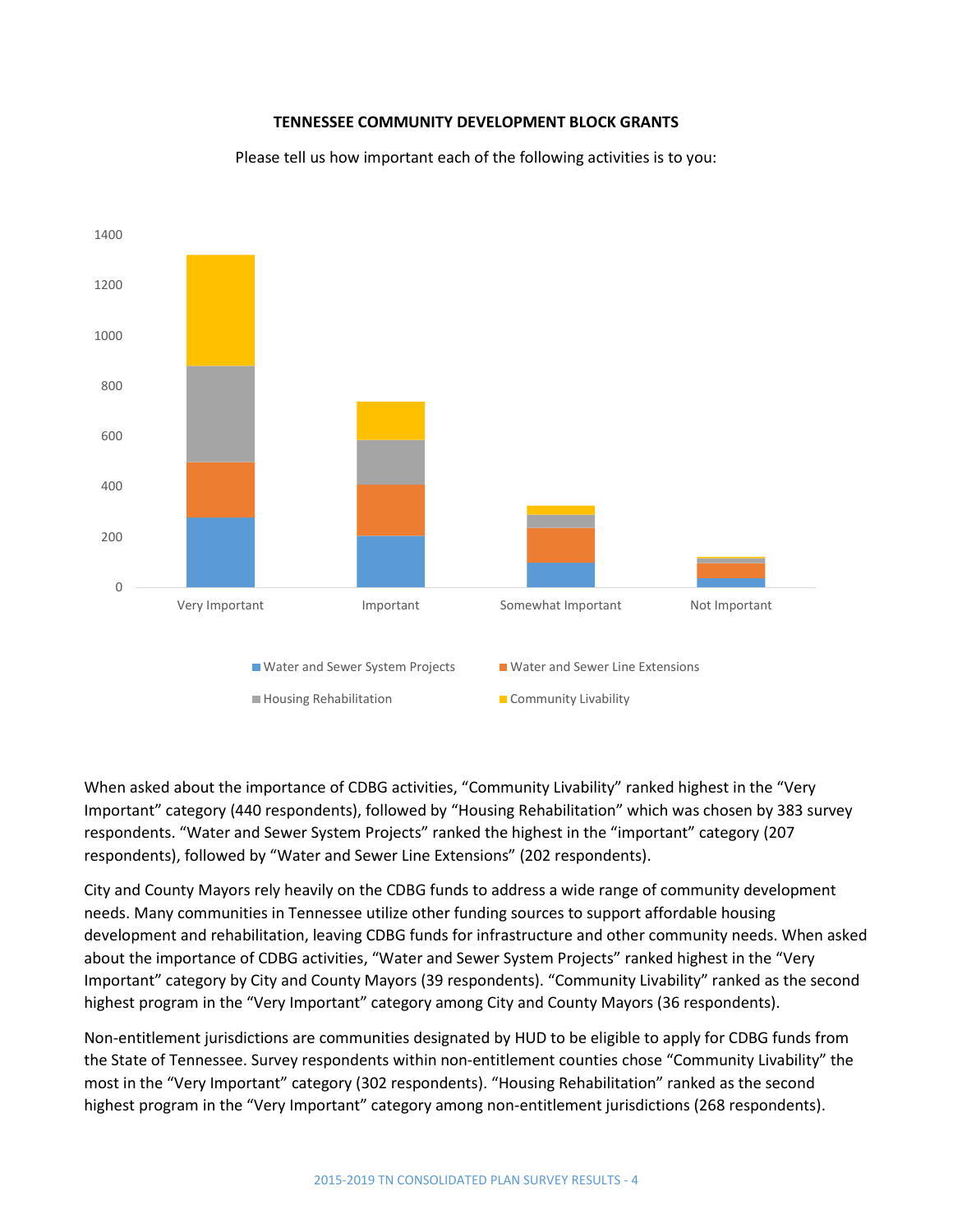**TENNESSEE COMMUNITY DEVELOPMENT BLOCK GRANTS**

Please tell us how important each of the following activities is to you:

When asked about the importance of CDBG activities, "Community Livability" ranked highest in the "Very Important" category (440 respondents), followed by "Housing Rehabilitation" which was chosen by 383 survey respondents. "Water and Sewer System Projects" ranked the highest in the "important" category (207 respondents), followed by "Water and Sewer Line Extensions" (202 respondents).

City and County Mayors rely heavily on the CDBG funds to address a wide range of community development needs. Many communities in Tennessee utilize other funding sources to support affordable housing development and rehabilitation, leaving CDBG funds for infrastructure and other community needs. When asked about the importance of CDBG activities, "Water and Sewer System Projects" ranked highest in the "Very Important" category by City and County Mayors (39 respondents). "Community Livability" ranked as the second highest program in the "Very Important" category among City and County Mayors (36 respondents).

Non-entitlement jurisdictions are communities designated by HUD to be eligible to apply for CDBG funds from the State of Tennessee. Survey respondents within non-entitlement counties chose "Community Livability" the most in the "Very Important" category (302 respondents). "Housing Rehabilitation" ranked as the second highest program in the "Very Important" category among non-entitlement jurisdictions (268 respondents).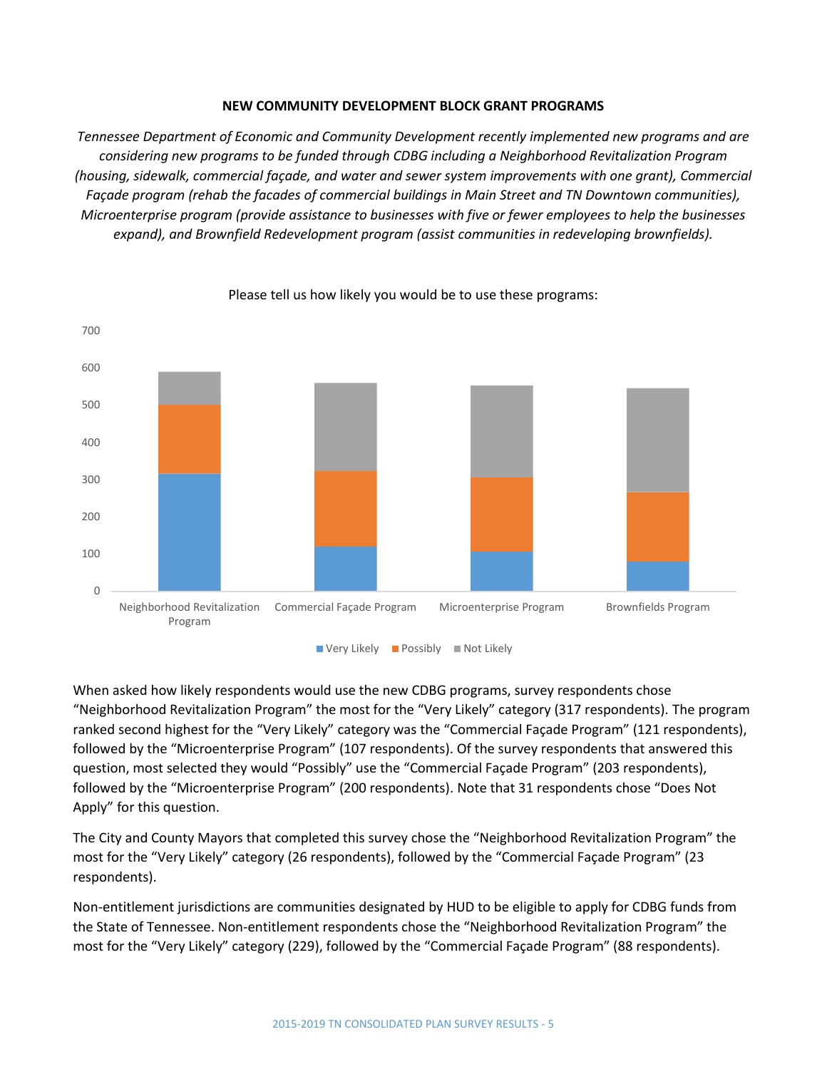**NEW COMMUNITY DEVELOPMENT BLOCK GRANT PROGRAMS**

*Tennessee Department of Economic and Community Development recently implemented new programs and are considering new programs to be funded through CDBG including a Neighborhood Revitalization Program (housing, sidewalk, commercial façade, and water and sewer system improvements with one grant), Commercial Façade program (rehab the facades of commercial buildings in Main Street and TN Downtown communities), Microenterprise program (provide assistance to businesses with five or fewer employees to help the businesses expand), and Brownfield Redevelopment program (assist communities in redeveloping brownfields).*

Please tell us how likely you would be to use these programs:

When asked how likely respondents would use the new CDBG programs, survey respondents chose "Neighborhood Revitalization Program" the most for the "Very Likely" category (317 respondents). The program ranked second highest for the "Very Likely" category was the "Commercial Façade Program" (121 respondents), followed by the "Microenterprise Program" (107 respondents). Of the survey respondents that answered this question, most selected they would "Possibly" use the "Commercial Façade Program" (203 respondents), followed by the "Microenterprise Program" (200 respondents). Note that 31 respondents chose "Does Not Apply" for this question.

The City and County Mayors that completed this survey chose the "Neighborhood Revitalization Program" the most for the "Very Likely" category (26 respondents), followed by the "Commercial Façade Program" (23 respondents).

Non-entitlement jurisdictions are communities designated by HUD to be eligible to apply for CDBG funds from the State of Tennessee. Non-entitlement respondents chose the "Neighborhood Revitalization Program" the most for the "Very Likely" category (229), followed by the "Commercial Façade Program" (88 respondents).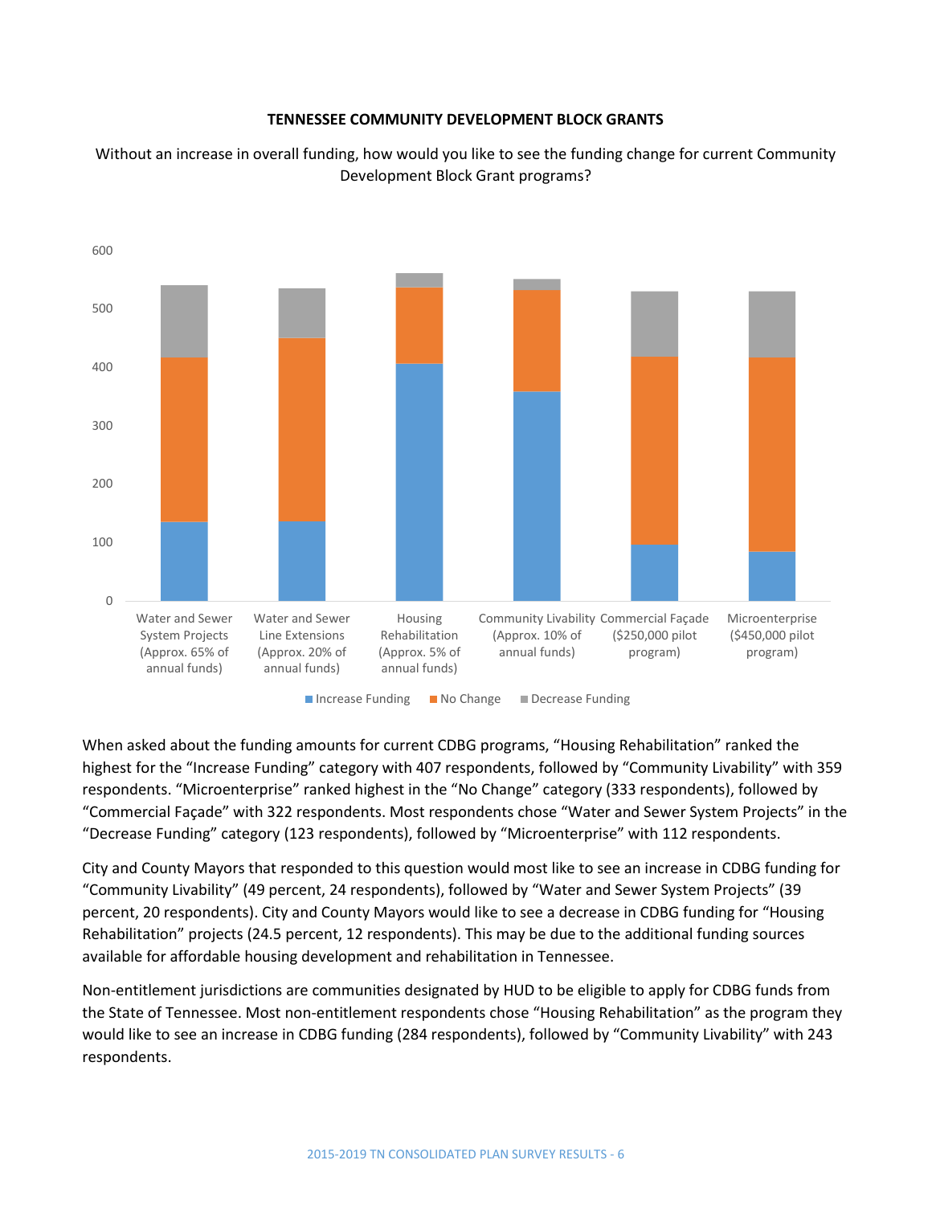**TENNESSEE COMMUNITY DEVELOPMENT BLOCK GRANTS**

Without an increase in overall funding, how would you like to see the funding change for current Community Development Block Grant programs?

When asked about the funding amounts for current CDBG programs, "Housing Rehabilitation" ranked the highest for the "Increase Funding" category with 407 respondents, followed by "Community Livability" with 359 respondents. "Microenterprise" ranked highest in the "No Change" category (333 respondents), followed by "Commercial Façade" with 322 respondents. Most respondents chose "Water and Sewer System Projects" in the "Decrease Funding" category (123 respondents), followed by "Microenterprise" with 112 respondents.

City and County Mayors that responded to this question would most like to see an increase in CDBG funding for "Community Livability" (49 percent, 24 respondents), followed by "Water and Sewer System Projects" (39 percent, 20 respondents). City and County Mayors would like to see a decrease in CDBG funding for "Housing Rehabilitation" projects (24.5 percent, 12 respondents). This may be due to the additional funding sources available for affordable housing development and rehabilitation in Tennessee.

Non-entitlement jurisdictions are communities designated by HUD to be eligible to apply for CDBG funds from the State of Tennessee. Most non-entitlement respondents chose "Housing Rehabilitation" as the program they would like to see an increase in CDBG funding (284 respondents), followed by "Community Livability" with 243 respondents.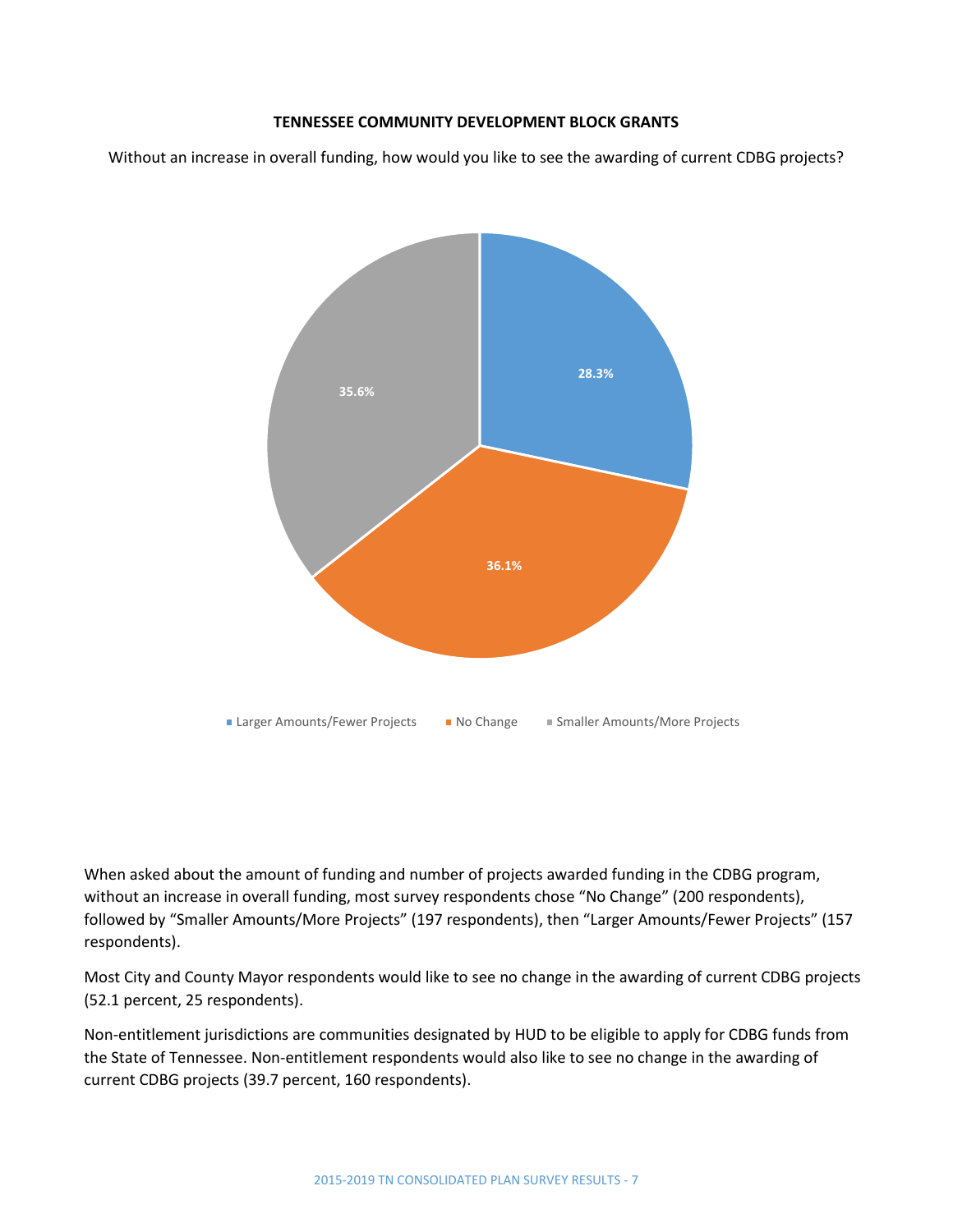**TENNESSEE COMMUNITY DEVELOPMENT BLOCK GRANTS**

Without an increase in overall funding, how would you like to see the awarding of current CDBG projects?

| Response | Percent |
|---|---|
| Larger Amounts/Fewer Projects | 28.3% |
| No Change | 36.1% |
| Smaller Amounts/More Projects | 35.6% |

When asked about the amount of funding and number of projects awarded funding in the CDBG program, without an increase in overall funding, most survey respondents chose "No Change" (200 respondents), followed by "Smaller Amounts/More Projects" (197 respondents), then "Larger Amounts/Fewer Projects" (157 respondents).

Most City and County Mayor respondents would like to see no change in the awarding of current CDBG projects (52.1 percent, 25 respondents).

Non-entitlement jurisdictions are communities designated by HUD to be eligible to apply for CDBG funds from the State of Tennessee. Non-entitlement respondents would also like to see no change in the awarding of current CDBG projects (39.7 percent, 160 respondents).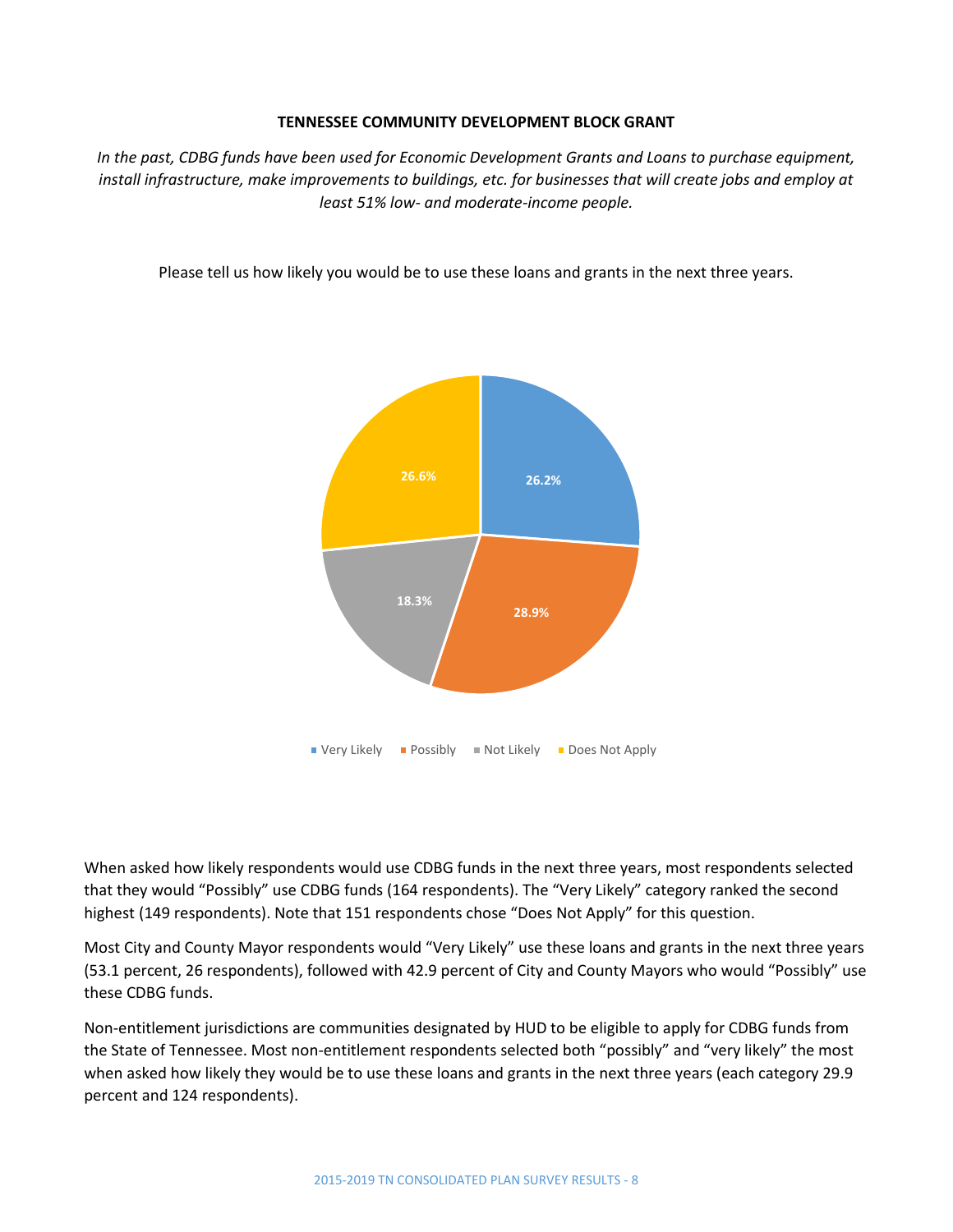**TENNESSEE COMMUNITY DEVELOPMENT BLOCK GRANT**

*In the past, CDBG funds have been used for Economic Development Grants and Loans to purchase equipment, install infrastructure, make improvements to buildings, etc. for businesses that will create jobs and employ at least 51% low- and moderate-income people.*

Please tell us how likely you would be to use these loans and grants in the next three years.

| Response | Percent |
| --- | --- |
| Very Likely | 26.2% |
| Possibly | 28.9% |
| Not Likely | 18.3% |
| Does Not Apply | 26.6% |

When asked how likely respondents would use CDBG funds in the next three years, most respondents selected that they would "Possibly" use CDBG funds (164 respondents). The "Very Likely" category ranked the second highest (149 respondents). Note that 151 respondents chose "Does Not Apply" for this question.

Most City and County Mayor respondents would "Very Likely" use these loans and grants in the next three years (53.1 percent, 26 respondents), followed with 42.9 percent of City and County Mayors who would "Possibly" use these CDBG funds.

Non-entitlement jurisdictions are communities designated by HUD to be eligible to apply for CDBG funds from the State of Tennessee. Most non-entitlement respondents selected both "possibly" and "very likely" the most when asked how likely they would be to use these loans and grants in the next three years (each category 29.9 percent and 124 respondents).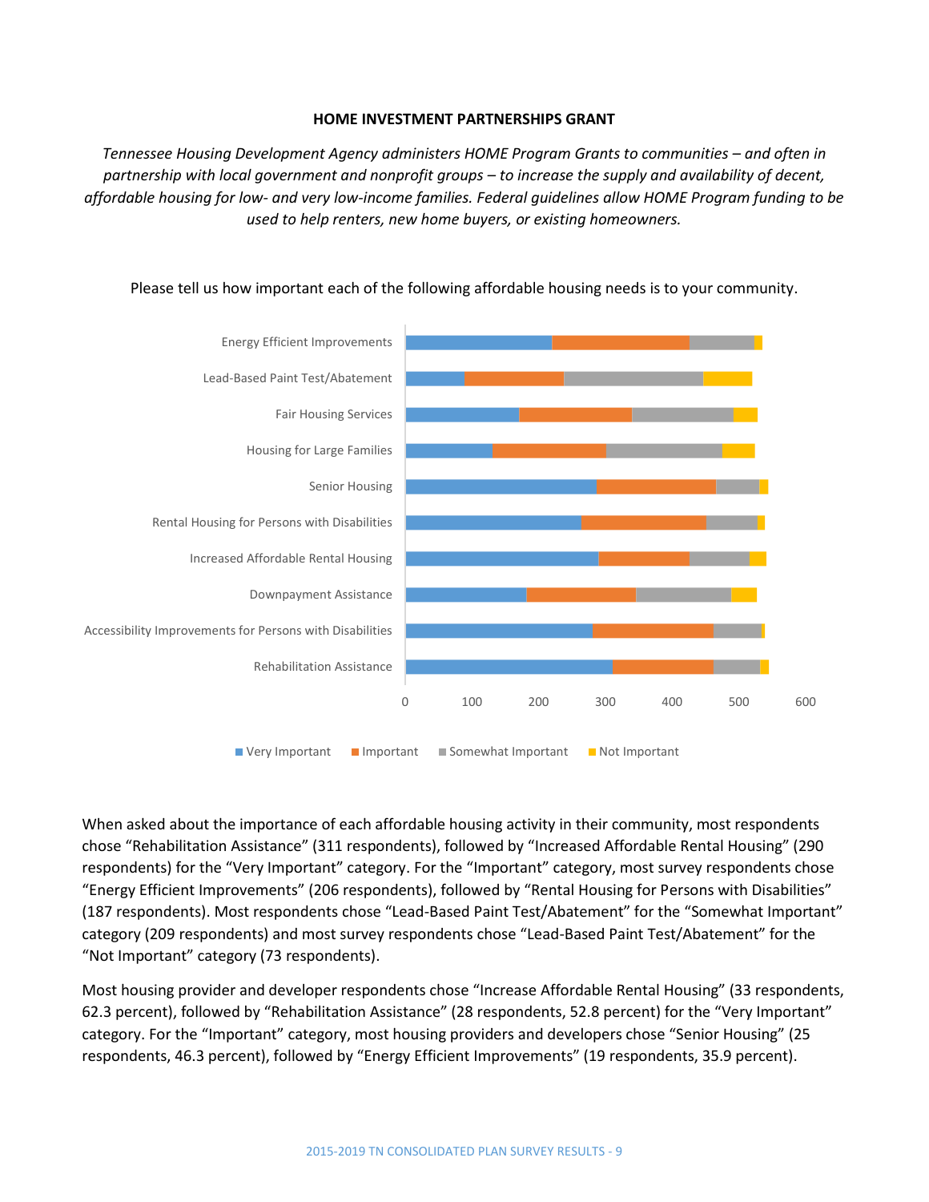**HOME INVESTMENT PARTNERSHIPS GRANT**

*Tennessee Housing Development Agency administers HOME Program Grants to communities – and often in partnership with local government and nonprofit groups – to increase the supply and availability of decent, affordable housing for low- and very low-income families. Federal guidelines allow HOME Program funding to be used to help renters, new home buyers, or existing homeowners.*

Please tell us how important each of the following affordable housing needs is to your community.

When asked about the importance of each affordable housing activity in their community, most respondents chose "Rehabilitation Assistance" (311 respondents), followed by "Increased Affordable Rental Housing" (290 respondents) for the "Very Important" category. For the "Important" category, most survey respondents chose "Energy Efficient Improvements" (206 respondents), followed by "Rental Housing for Persons with Disabilities" (187 respondents). Most respondents chose "Lead-Based Paint Test/Abatement" for the "Somewhat Important" category (209 respondents) and most survey respondents chose "Lead-Based Paint Test/Abatement" for the "Not Important" category (73 respondents).

Most housing provider and developer respondents chose "Increase Affordable Rental Housing" (33 respondents, 62.3 percent), followed by "Rehabilitation Assistance" (28 respondents, 52.8 percent) for the "Very Important" category. For the "Important" category, most housing providers and developers chose "Senior Housing" (25 respondents, 46.3 percent), followed by "Energy Efficient Improvements" (19 respondents, 35.9 percent).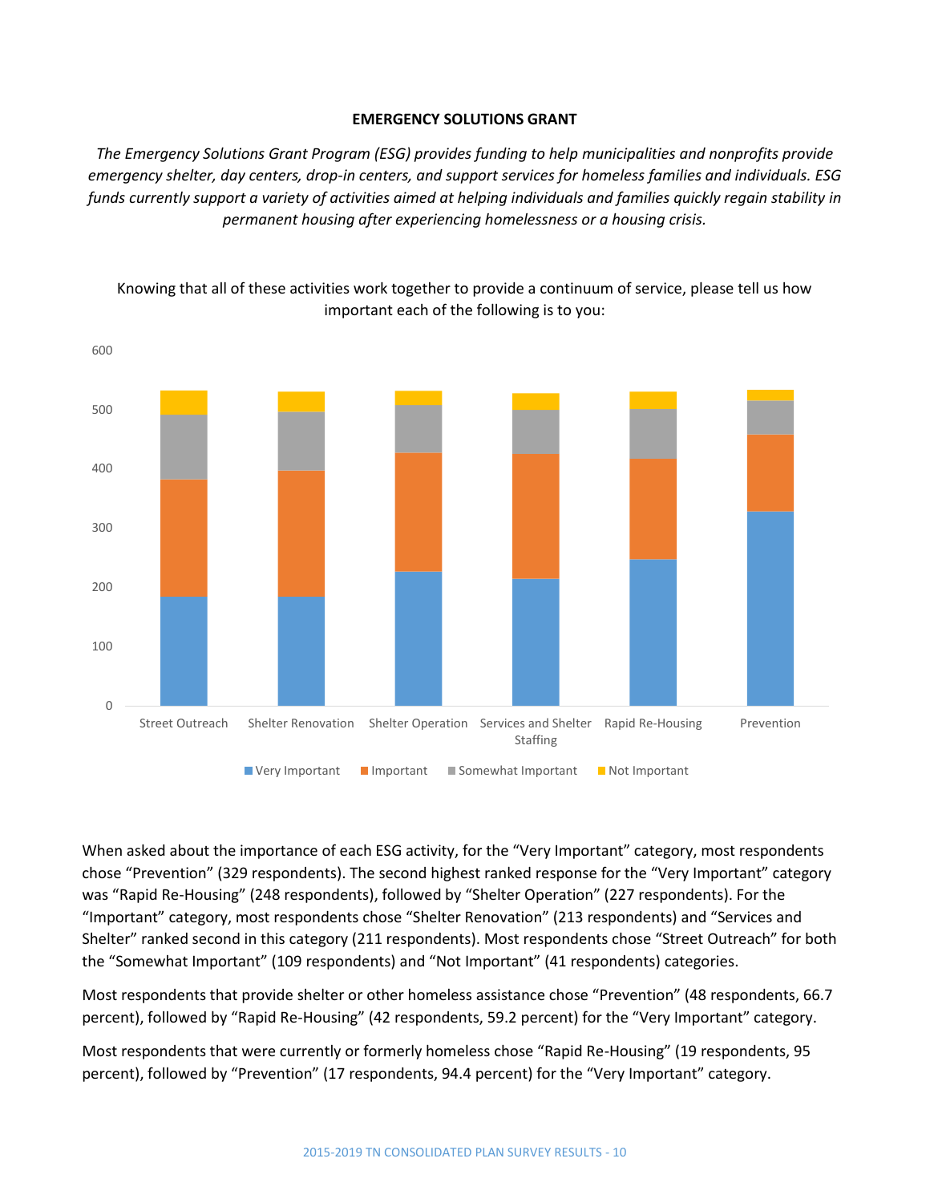**EMERGENCY SOLUTIONS GRANT**

*The Emergency Solutions Grant Program (ESG) provides funding to help municipalities and nonprofits provide emergency shelter, day centers, drop-in centers, and support services for homeless families and individuals. ESG funds currently support a variety of activities aimed at helping individuals and families quickly regain stability in permanent housing after experiencing homelessness or a housing crisis.*

Knowing that all of these activities work together to provide a continuum of service, please tell us how important each of the following is to you:

When asked about the importance of each ESG activity, for the "Very Important" category, most respondents chose "Prevention" (329 respondents). The second highest ranked response for the "Very Important" category was "Rapid Re-Housing" (248 respondents), followed by "Shelter Operation" (227 respondents). For the "Important" category, most respondents chose "Shelter Renovation" (213 respondents) and "Services and Shelter" ranked second in this category (211 respondents). Most respondents chose "Street Outreach" for both the "Somewhat Important" (109 respondents) and "Not Important" (41 respondents) categories.

Most respondents that provide shelter or other homeless assistance chose "Prevention" (48 respondents, 66.7 percent), followed by "Rapid Re-Housing" (42 respondents, 59.2 percent) for the "Very Important" category.

Most respondents that were currently or formerly homeless chose "Rapid Re-Housing" (19 respondents, 95 percent), followed by "Prevention" (17 respondents, 94.4 percent) for the "Very Important" category.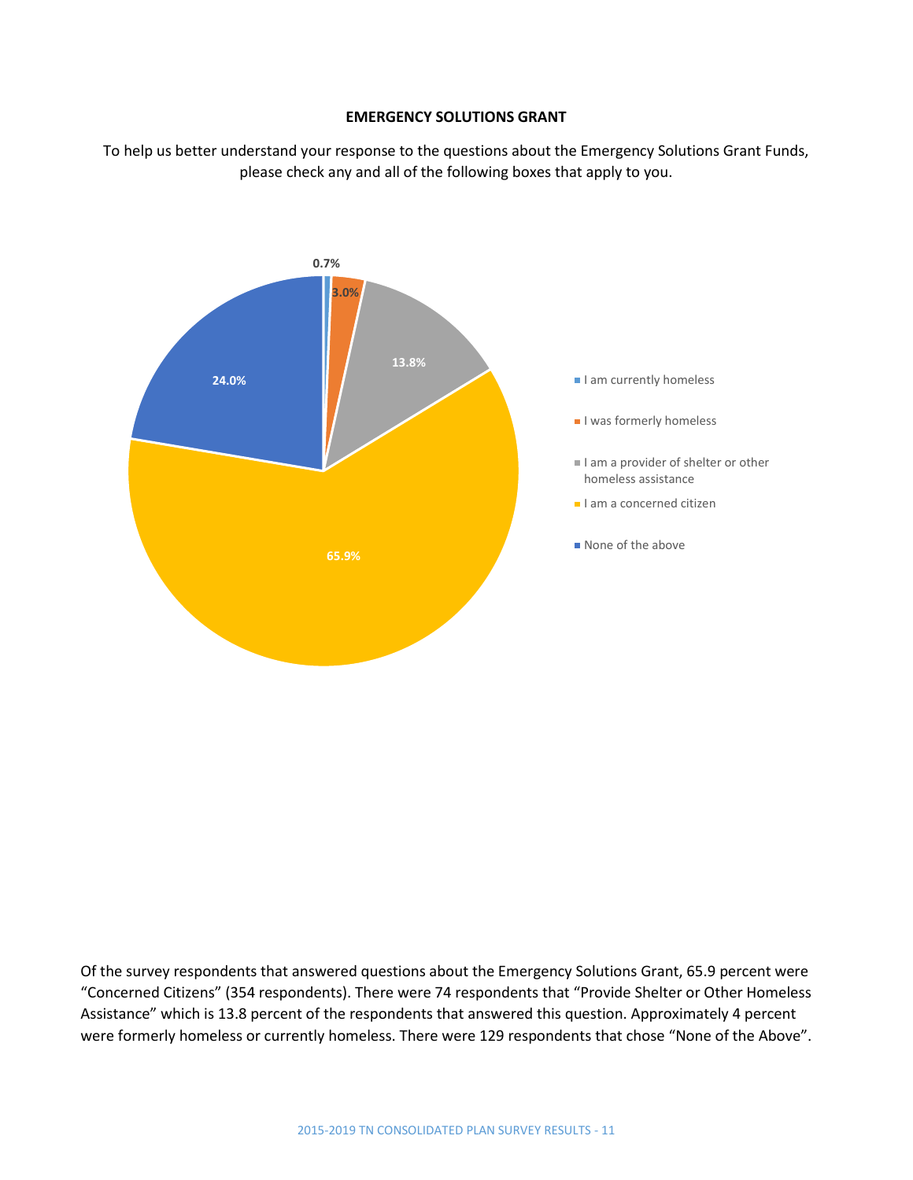**EMERGENCY SOLUTIONS GRANT**

To help us better understand your response to the questions about the Emergency Solutions Grant Funds, please check any and all of the following boxes that apply to you.

| Response | Percent |
| --- | --- |
| I am currently homeless | 0.7% |
| I was formerly homeless | 3.0% |
| I am a provider of shelter or other homeless assistance | 13.8% |
| I am a concerned citizen | 65.9% |
| None of the above | 24.0% |

Of the survey respondents that answered questions about the Emergency Solutions Grant, 65.9 percent were "Concerned Citizens" (354 respondents). There were 74 respondents that "Provide Shelter or Other Homeless Assistance" which is 13.8 percent of the respondents that answered this question. Approximately 4 percent were formerly homeless or currently homeless. There were 129 respondents that chose "None of the Above".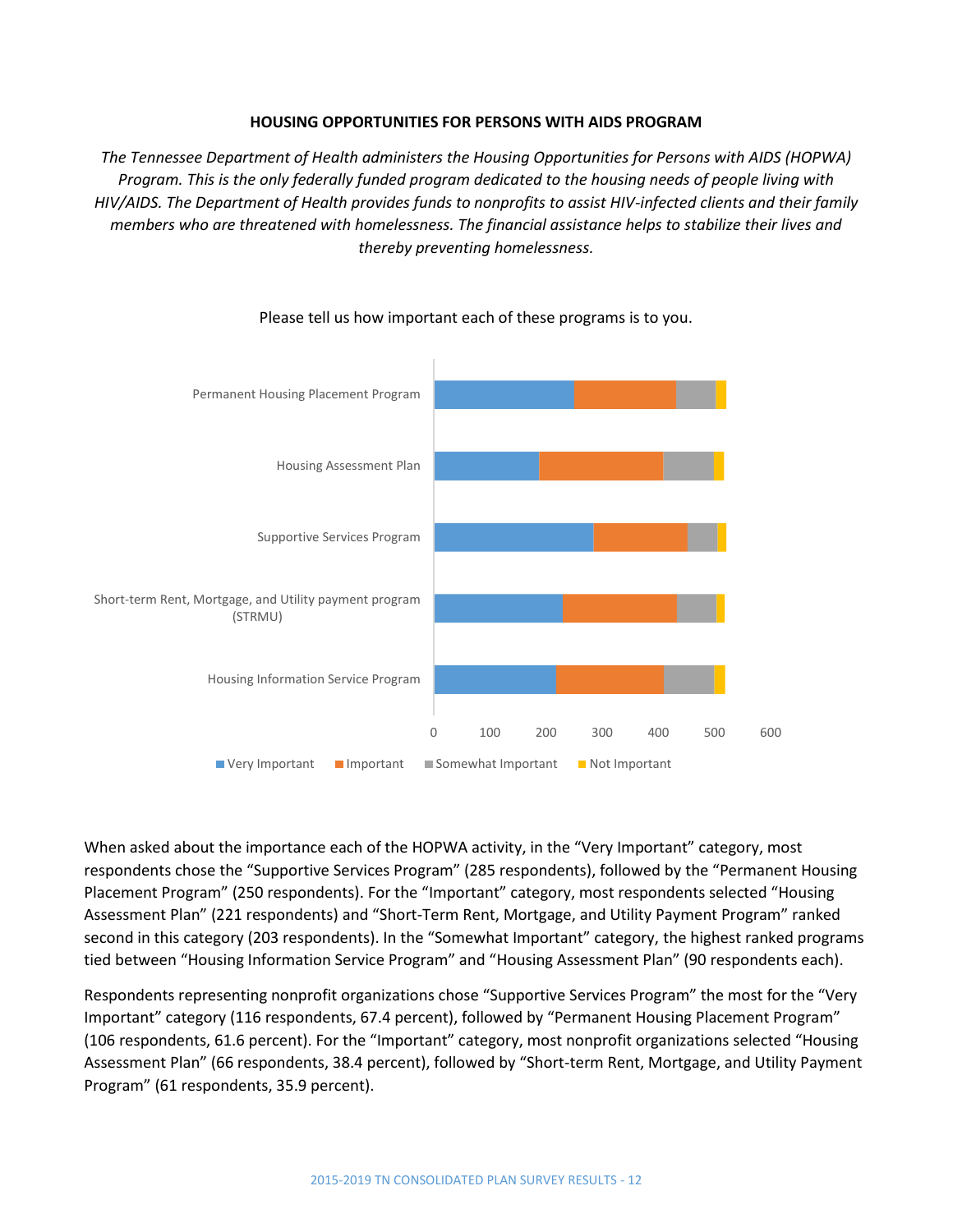## HOUSING OPPORTUNITIES FOR PERSONS WITH AIDS PROGRAM

*The Tennessee Department of Health administers the Housing Opportunities for Persons with AIDS (HOPWA) Program. This is the only federally funded program dedicated to the housing needs of people living with HIV/AIDS. The Department of Health provides funds to nonprofits to assist HIV-infected clients and their family members who are threatened with homelessness. The financial assistance helps to stabilize their lives and thereby preventing homelessness.*

Please tell us how important each of these programs is to you.

When asked about the importance each of the HOPWA activity, in the "Very Important" category, most respondents chose the "Supportive Services Program" (285 respondents), followed by the "Permanent Housing Placement Program" (250 respondents). For the "Important" category, most respondents selected "Housing Assessment Plan" (221 respondents) and "Short-Term Rent, Mortgage, and Utility Payment Program" ranked second in this category (203 respondents). In the "Somewhat Important" category, the highest ranked programs tied between "Housing Information Service Program" and "Housing Assessment Plan" (90 respondents each).

Respondents representing nonprofit organizations chose "Supportive Services Program" the most for the "Very Important" category (116 respondents, 67.4 percent), followed by "Permanent Housing Placement Program" (106 respondents, 61.6 percent). For the "Important" category, most nonprofit organizations selected "Housing Assessment Plan" (66 respondents, 38.4 percent), followed by "Short-term Rent, Mortgage, and Utility Payment Program" (61 respondents, 35.9 percent).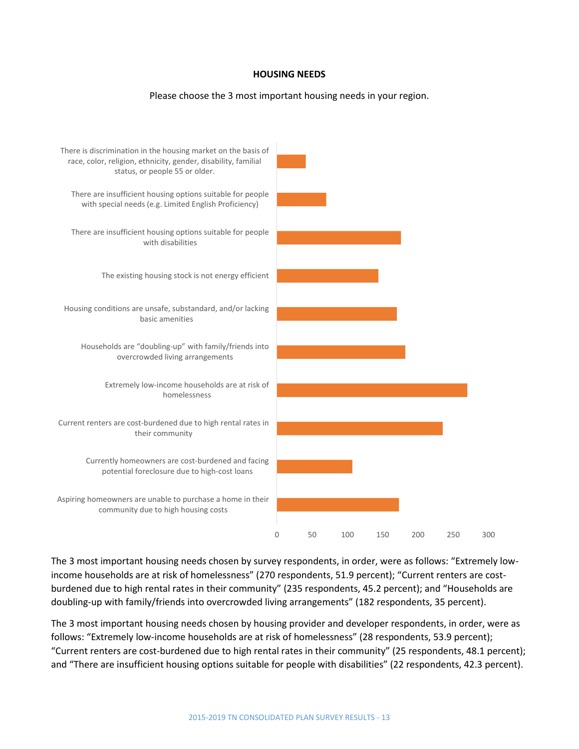**HOUSING NEEDS**

Please choose the 3 most important housing needs in your region.

The 3 most important housing needs chosen by survey respondents, in order, were as follows: "Extremely low-income households are at risk of homelessness" (270 respondents, 51.9 percent); "Current renters are cost-burdened due to high rental rates in their community" (235 respondents, 45.2 percent); and "Households are doubling-up with family/friends into overcrowded living arrangements" (182 respondents, 35 percent).

The 3 most important housing needs chosen by housing provider and developer respondents, in order, were as follows: "Extremely low-income households are at risk of homelessness" (28 respondents, 53.9 percent); "Current renters are cost-burdened due to high rental rates in their community" (25 respondents, 48.1 percent); and "There are insufficient housing options suitable for people with disabilities" (22 respondents, 42.3 percent).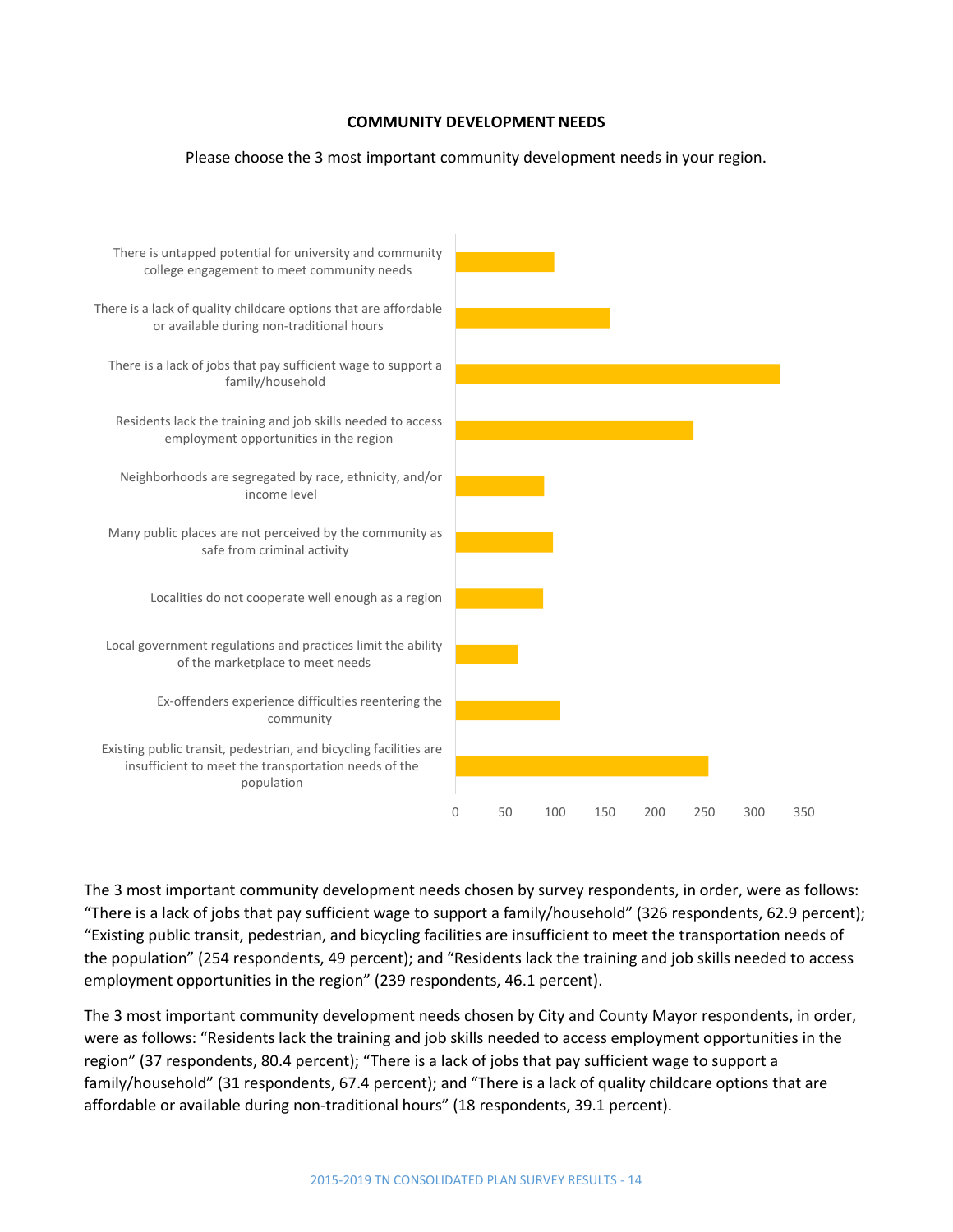**COMMUNITY DEVELOPMENT NEEDS**

Please choose the 3 most important community development needs in your region.

There is untapped potential for university and community college engagement to meet community needs

There is a lack of quality childcare options that are affordable or available during non-traditional hours

There is a lack of jobs that pay sufficient wage to support a family/household

Residents lack the training and job skills needed to access employment opportunities in the region

Neighborhoods are segregated by race, ethnicity, and/or income level

Many public places are not perceived by the community as safe from criminal activity

Localities do not cooperate well enough as a region

Local government regulations and practices limit the ability of the marketplace to meet needs

Ex-offenders experience difficulties reentering the community

Existing public transit, pedestrian, and bicycling facilities are insufficient to meet the transportation needs of the population

0 50 100 150 200 250 300 350

The 3 most important community development needs chosen by survey respondents, in order, were as follows: "There is a lack of jobs that pay sufficient wage to support a family/household" (326 respondents, 62.9 percent); "Existing public transit, pedestrian, and bicycling facilities are insufficient to meet the transportation needs of the population" (254 respondents, 49 percent); and "Residents lack the training and job skills needed to access employment opportunities in the region" (239 respondents, 46.1 percent).

The 3 most important community development needs chosen by City and County Mayor respondents, in order, were as follows: "Residents lack the training and job skills needed to access employment opportunities in the region" (37 respondents, 80.4 percent); "There is a lack of jobs that pay sufficient wage to support a family/household" (31 respondents, 67.4 percent); and "There is a lack of quality childcare options that are affordable or available during non-traditional hours" (18 respondents, 39.1 percent).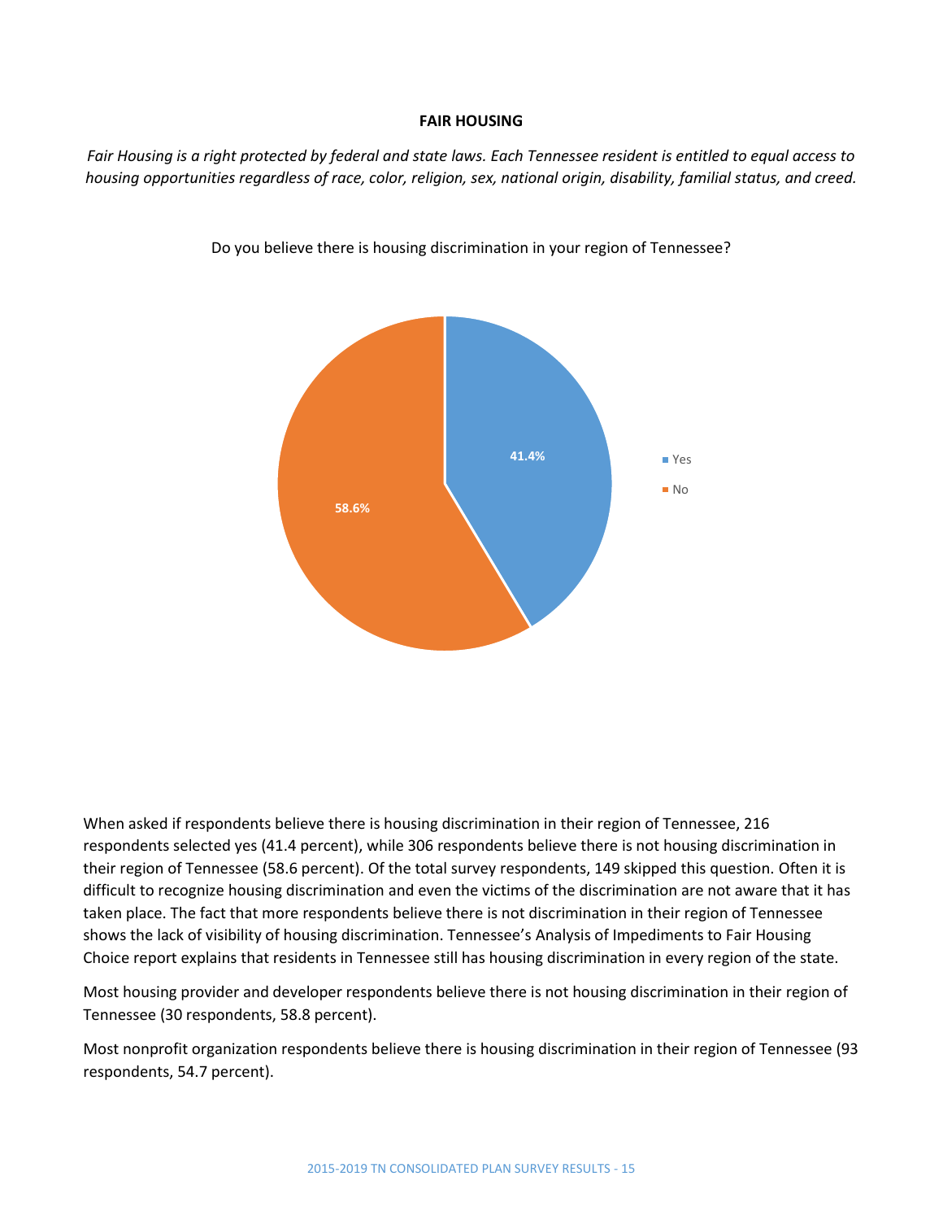## FAIR HOUSING

*Fair Housing is a right protected by federal and state laws. Each Tennessee resident is entitled to equal access to housing opportunities regardless of race, color, religion, sex, national origin, disability, familial status, and creed.*

Do you believe there is housing discrimination in your region of Tennessee?

| Response | Percent |
| --- | --- |
| Yes | 41.4% |
| No | 58.6% |

When asked if respondents believe there is housing discrimination in their region of Tennessee, 216 respondents selected yes (41.4 percent), while 306 respondents believe there is not housing discrimination in their region of Tennessee (58.6 percent). Of the total survey respondents, 149 skipped this question. Often it is difficult to recognize housing discrimination and even the victims of the discrimination are not aware that it has taken place. The fact that more respondents believe there is not discrimination in their region of Tennessee shows the lack of visibility of housing discrimination. Tennessee's Analysis of Impediments to Fair Housing Choice report explains that residents in Tennessee still has housing discrimination in every region of the state.

Most housing provider and developer respondents believe there is not housing discrimination in their region of Tennessee (30 respondents, 58.8 percent).

Most nonprofit organization respondents believe there is housing discrimination in their region of Tennessee (93 respondents, 54.7 percent).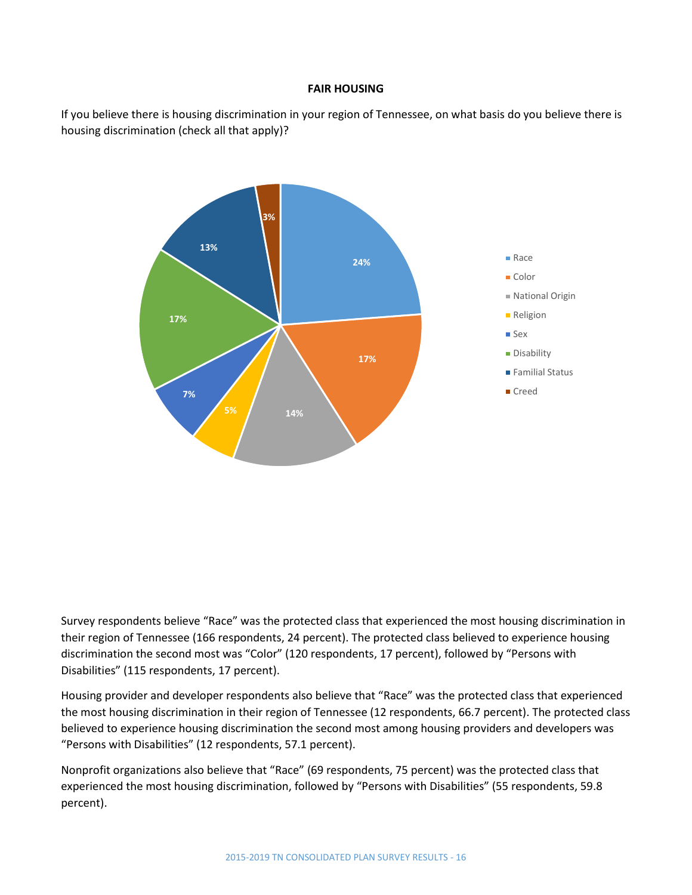**FAIR HOUSING**

If you believe there is housing discrimination in your region of Tennessee, on what basis do you believe there is housing discrimination (check all that apply)?

24%
17%
14%
5%
7%
17%
13%
3%

Race
Color
National Origin
Religion
Sex
Disability
Familial Status
Creed

Survey respondents believe “Race” was the protected class that experienced the most housing discrimination in their region of Tennessee (166 respondents, 24 percent). The protected class believed to experience housing discrimination the second most was “Color” (120 respondents, 17 percent), followed by “Persons with Disabilities” (115 respondents, 17 percent).

Housing provider and developer respondents also believe that “Race” was the protected class that experienced the most housing discrimination in their region of Tennessee (12 respondents, 66.7 percent). The protected class believed to experience housing discrimination the second most among housing providers and developers was “Persons with Disabilities” (12 respondents, 57.1 percent).

Nonprofit organizations also believe that “Race” (69 respondents, 75 percent) was the protected class that experienced the most housing discrimination, followed by “Persons with Disabilities” (55 respondents, 59.8 percent).